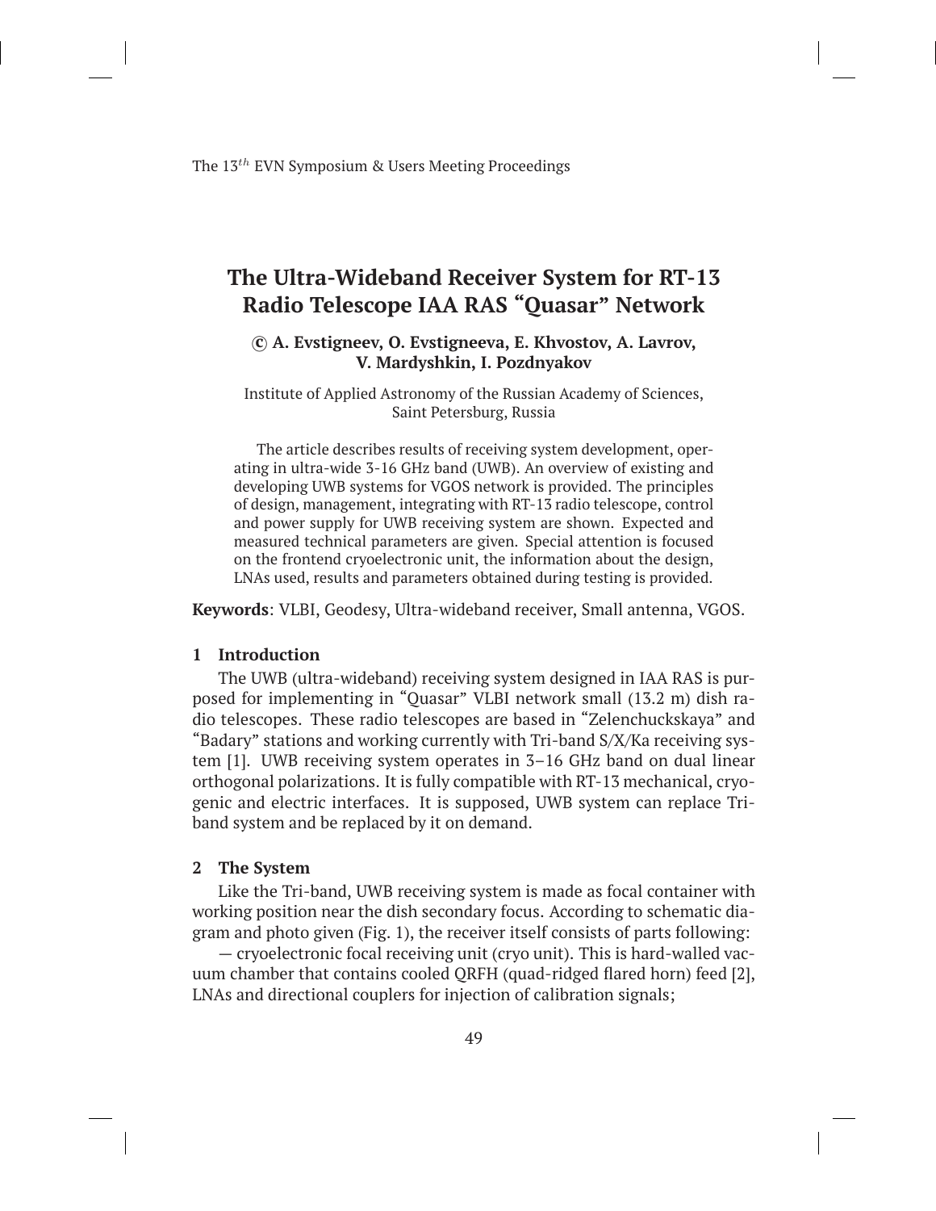# The Ultra-Wideband Receiver System for RT-13 Radio Telescope IAA RAS "Quasar" Network

**© A. Evstigneev, O. Evstigneeva, E. Khvostov, A. Lavrov, V. Mardyshkin, I. Pozdnyakov**

Institute of Applied Astronomy of the Russian Academy of Sciences, Saint Petersburg, Russia

The article describes results of receiving system development, operating in ultra-wide 3-16 GHz band (UWB). An overview of existing and developing UWB systems for VGOS network is provided. The principles of design, management, integrating with RT-13 radio telescope, control and power supply for UWB receiving system are shown. Expected and measured technical parameters are given. Special attention is focused on the frontend cryoelectronic unit, the information about the design, LNAs used, results and parameters obtained during testing is provided.

**Keywords**: VLBI, Geodesy, Ultra-wideband receiver, Small antenna, VGOS.

## 1 Introduction

The UWB (ultra-wideband) receiving system designed in IAA RAS is purposed for implementing in "Quasar" VLBI network small (13.2 m) dish radio telescopes. These radio telescopes are based in "Zelenchuckskaya" and "Badary" stations and working currently with Tri-band S/X/Ka receiving system [1]. UWB receiving system operates in 3–16 GHz band on dual linear orthogonal polarizations. It is fully compatible with RT-13 mechanical, cryogenic and electric interfaces. It is supposed, UWB system can replace Tri-band system and be replaced by it on demand.

## 2 The System

Like the Tri-band, UWB receiving system is made as focal container with working position near the dish secondary focus. According to schematic diagram and photo given (Fig. 1), the receiver itself consists of parts following:

— cryoelectronic focal receiving unit (cryo unit). This is hard-walled vacuum chamber that contains cooled QRFH (quad-ridged flared horn) feed [2], LNAs and directional couplers for injection of calibration signals;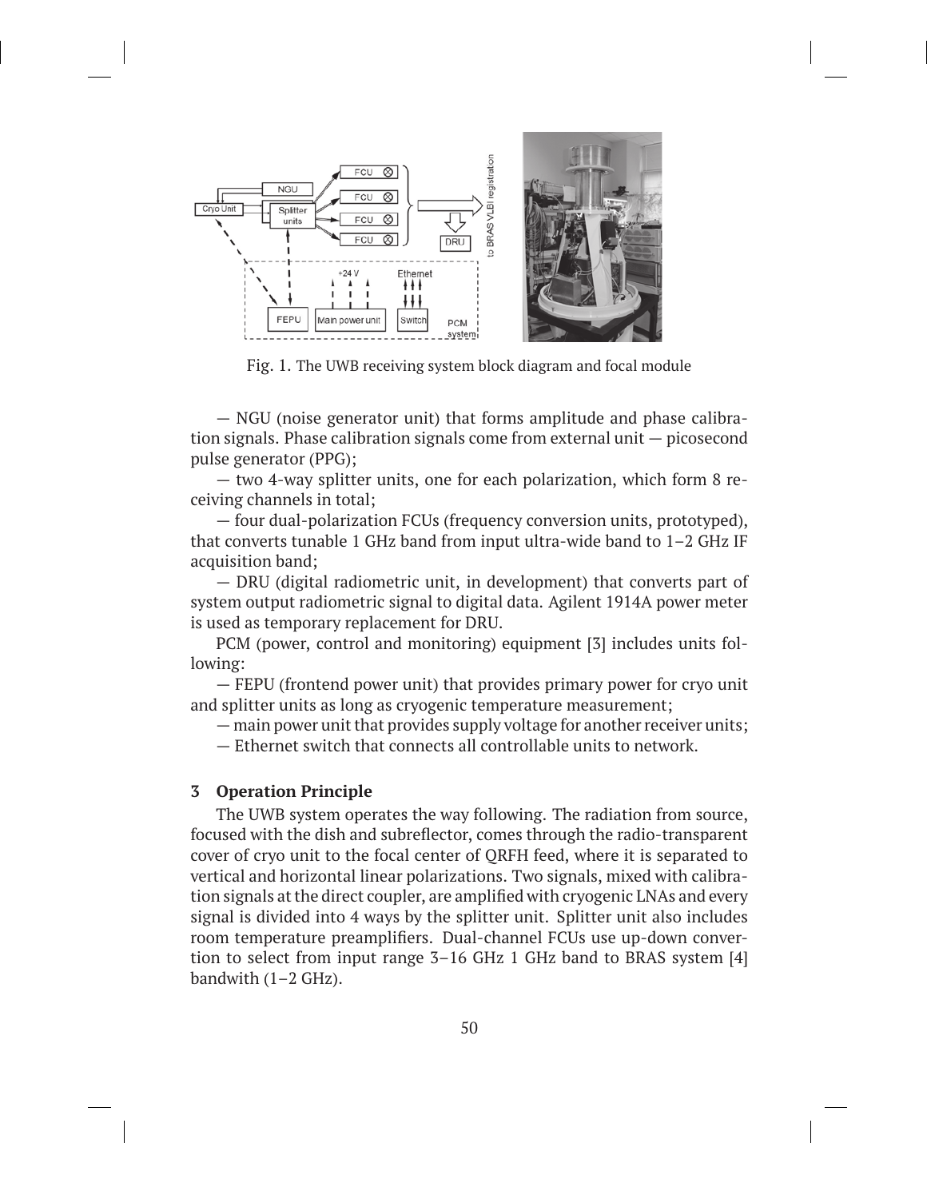Fig. 1. The UWB receiving system block diagram and focal module

— NGU (noise generator unit) that forms amplitude and phase calibration signals. Phase calibration signals come from external unit — picosecond pulse generator (PPG);

— two 4-way splitter units, one for each polarization, which form 8 receiving channels in total;

— four dual-polarization FCUs (frequency conversion units, prototyped), that converts tunable 1 GHz band from input ultra-wide band to 1–2 GHz IF acquisition band;

— DRU (digital radiometric unit, in development) that converts part of system output radiometric signal to digital data. Agilent 1914A power meter is used as temporary replacement for DRU.

PCM (power, control and monitoring) equipment [3] includes units following:

— FEPU (frontend power unit) that provides primary power for cryo unit and splitter units as long as cryogenic temperature measurement;

— main power unit that provides supply voltage for another receiver units;

— Ethernet switch that connects all controllable units to network.

## 3 Operation Principle

The UWB system operates the way following. The radiation from source, focused with the dish and subreflector, comes through the radio-transparent cover of cryo unit to the focal center of QRFH feed, where it is separated to vertical and horizontal linear polarizations. Two signals, mixed with calibration signals at the direct coupler, are amplified with cryogenic LNAs and every signal is divided into 4 ways by the splitter unit. Splitter unit also includes room temperature preamplifiers. Dual-channel FCUs use up-down convertion to select from input range 3–16 GHz 1 GHz band to BRAS system [4] bandwith (1–2 GHz).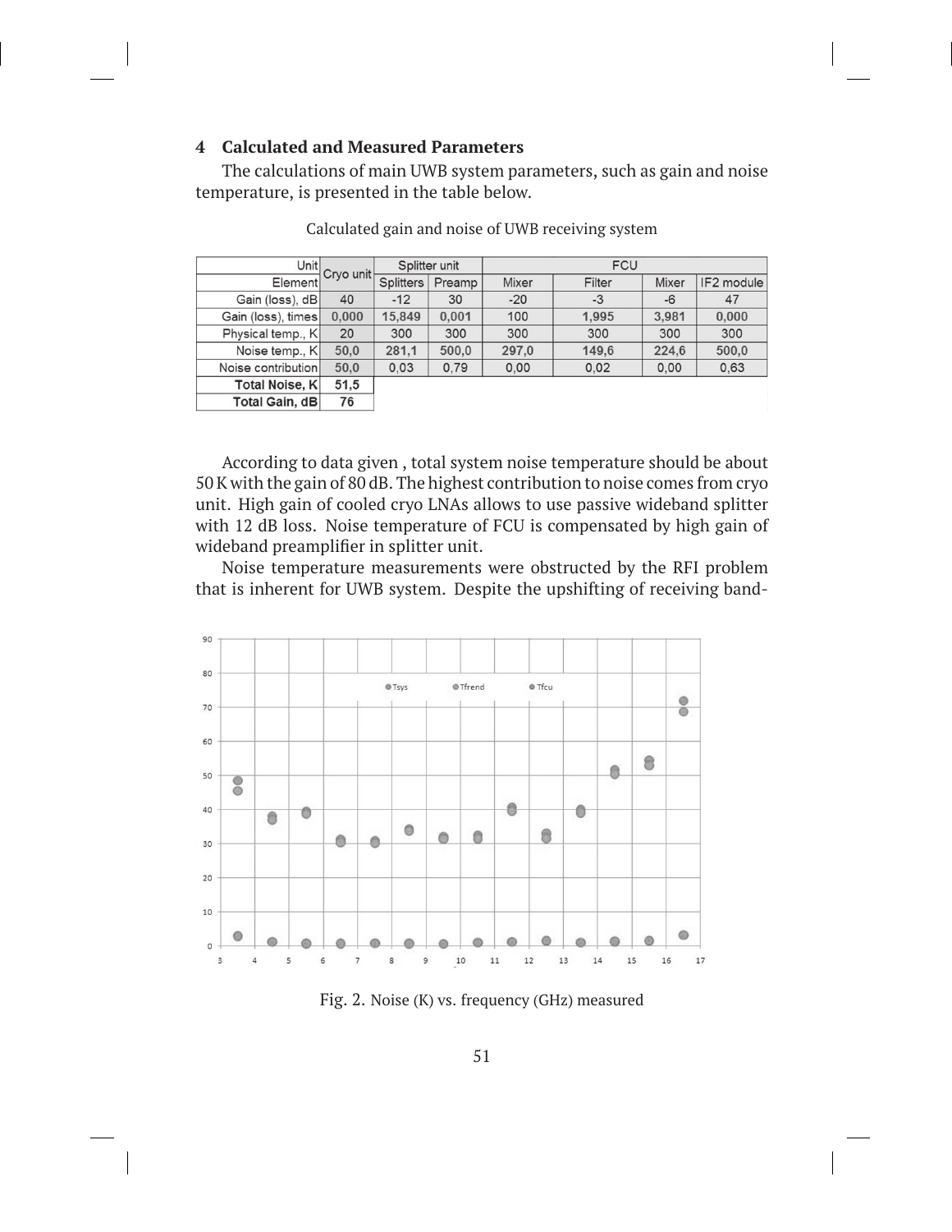## 4 Calculated and Measured Parameters

The calculations of main UWB system parameters, such as gain and noise temperature, is presented in the table below.

Calculated gain and noise of UWB receiving system

| Unit | Cryo unit | Splitter unit | | FCU | | | |
|---|---|---|---|---|---|---|---|
| Element | | Splitters | Preamp | Mixer | Filter | Mixer | IF2 module |
| Gain (loss), dB | 40 | -12 | 30 | -20 | -3 | -6 | 47 |
| Gain (loss), times | 0,000 | 15,849 | 0,001 | 100 | 1,995 | 3,981 | 0,000 |
| Physical temp., K | 20 | 300 | 300 | 300 | 300 | 300 | 300 |
| Noise temp., K | 50,0 | 281,1 | 500,0 | 297,0 | 149,6 | 224,6 | 500,0 |
| Noise contribution | 50,0 | 0,03 | 0,79 | 0,00 | 0,02 | 0,00 | 0,63 |
| **Total Noise, K** | 51,5 | | | | | | |
| **Total Gain, dB** | 76 | | | | | | |

According to data given , total system noise temperature should be about 50 K with the gain of 80 dB. The highest contribution to noise comes from cryo unit. High gain of cooled cryo LNAs allows to use passive wideband splitter with 12 dB loss. Noise temperature of FCU is compensated by high gain of wideband preamplifier in splitter unit.

Noise temperature measurements were obstructed by the RFI problem that is inherent for UWB system. Despite the upshifting of receiving band-

Fig. 2. Noise (K) vs. frequency (GHz) measured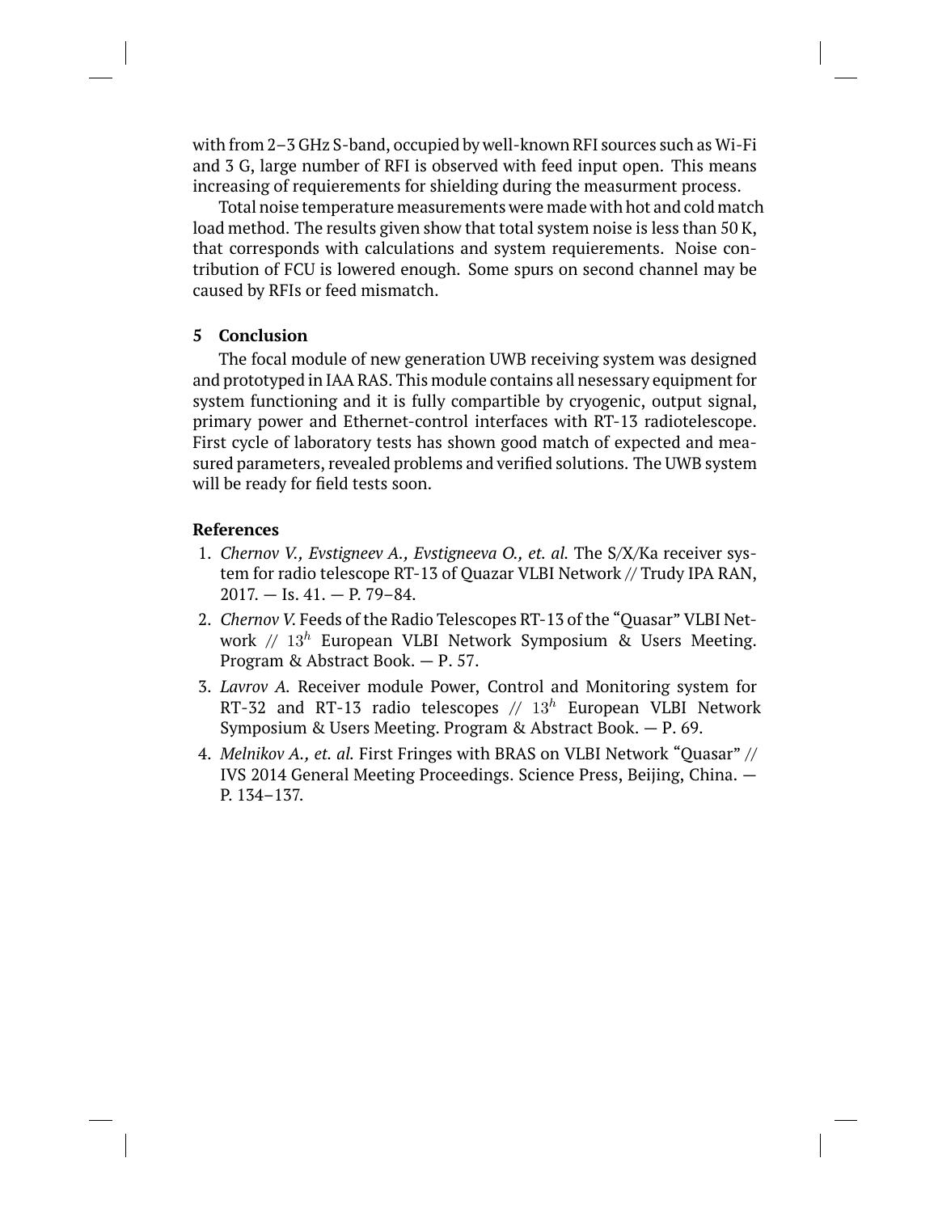with from 2–3 GHz S-band, occupied by well-known RFI sources such as Wi-Fi and 3 G, large number of RFI is observed with feed input open. This means increasing of requierements for shielding during the measurment process.

Total noise temperature measurements were made with hot and cold match load method. The results given show that total system noise is less than 50 K, that corresponds with calculations and system requierements. Noise contribution of FCU is lowered enough. Some spurs on second channel may be caused by RFIs or feed mismatch.

## 5 Conclusion

The focal module of new generation UWB receiving system was designed and prototyped in IAA RAS. This module contains all nesessary equipment for system functioning and it is fully compartible by cryogenic, output signal, primary power and Ethernet-control interfaces with RT-13 radiotelescope. First cycle of laboratory tests has shown good match of expected and measured parameters, revealed problems and verified solutions. The UWB system will be ready for field tests soon.

## References

1. *Chernov V., Evstigneev A., Evstigneeva O., et. al.* The S/X/Ka receiver system for radio telescope RT-13 of Quazar VLBI Network // Trudy IPA RAN, 2017. — Is. 41. — P. 79–84.
2. *Chernov V.* Feeds of the Radio Telescopes RT-13 of the "Quasar" VLBI Network // $13^h$ European VLBI Network Symposium & Users Meeting. Program & Abstract Book. — P. 57.
3. *Lavrov A.* Receiver module Power, Control and Monitoring system for RT-32 and RT-13 radio telescopes // $13^h$ European VLBI Network Symposium & Users Meeting. Program & Abstract Book. — P. 69.
4. *Melnikov A., et. al.* First Fringes with BRAS on VLBI Network "Quasar" // IVS 2014 General Meeting Proceedings. Science Press, Beijing, China. — P. 134–137.